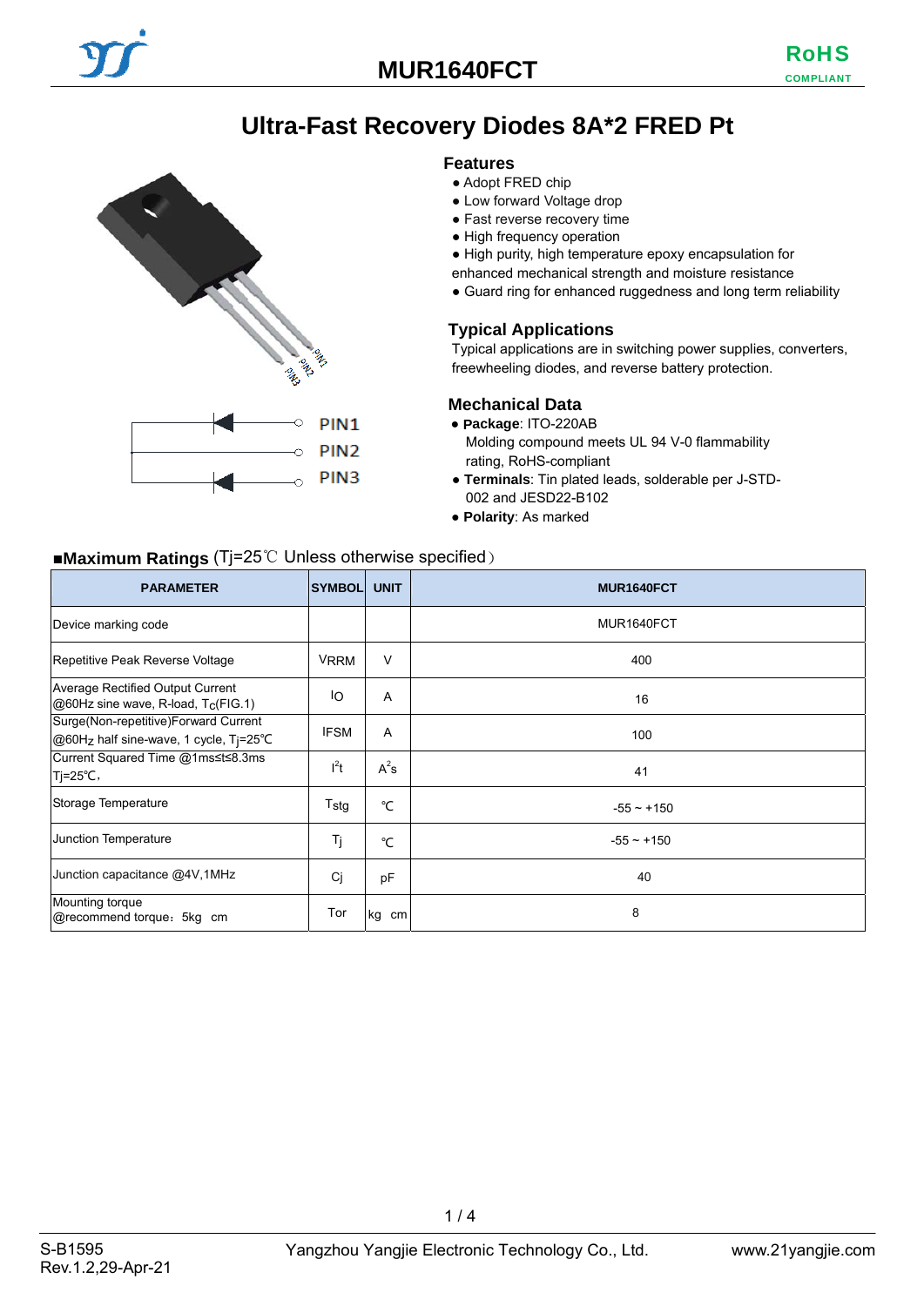# MUR1640FCT

RoHS COMPLIANT

## Ultra-Fast Recovery Diodes 8A*2 FRED Pt

PIN1
PIN2
PIN3

### Features

- Adopt FRED chip
- Low forward Voltage drop
- Fast reverse recovery time
- High frequency operation
- High purity, high temperature epoxy encapsulation for enhanced mechanical strength and moisture resistance
- Guard ring for enhanced ruggedness and long term reliability

### Typical Applications

Typical applications are in switching power supplies, converters, freewheeling diodes, and reverse battery protection.

### Mechanical Data

- **Package**: ITO-220AB
  Molding compound meets UL 94 V-0 flammability rating, RoHS-compliant
- **Terminals**: Tin plated leads, solderable per J-STD-002 and JESD22-B102
- **Polarity**: As marked

### ■Maximum Ratings (Tj=25℃ Unless otherwise specified）

| PARAMETER | SYMBOL | UNIT | MUR1640FCT |
|---|---|---|---|
| Device marking code | | | MUR1640FCT |
| Repetitive Peak Reverse Voltage | $V_{RRM}$ | V | 400 |
| Average Rectified Output Current @60Hz sine wave, R-load, $T_C$(FIG.1) | $I_O$ | A | 16 |
| Surge(Non-repetitive)Forward Current @60Hz half sine-wave, 1 cycle, $T_j$=25℃ | IFSM | A | 100 |
| Current Squared Time @1ms≤t≤8.3ms $T_j$=25℃, | $I^2t$ | $A^2s$ | 41 |
| Storage Temperature | $T_{stg}$ | ℃ | -55 ~ +150 |
| Junction Temperature | $T_j$ | ℃ | -55 ~ +150 |
| Junction capacitance @4V,1MHz | Cj | pF | 40 |
| Mounting torque @recommend torque：5kg cm | Tor | kg cm | 8 |

S-B1595
Rev.1.2,29-Apr-21

Yangzhou Yangjie Electronic Technology Co., Ltd.

www.21yangjie.com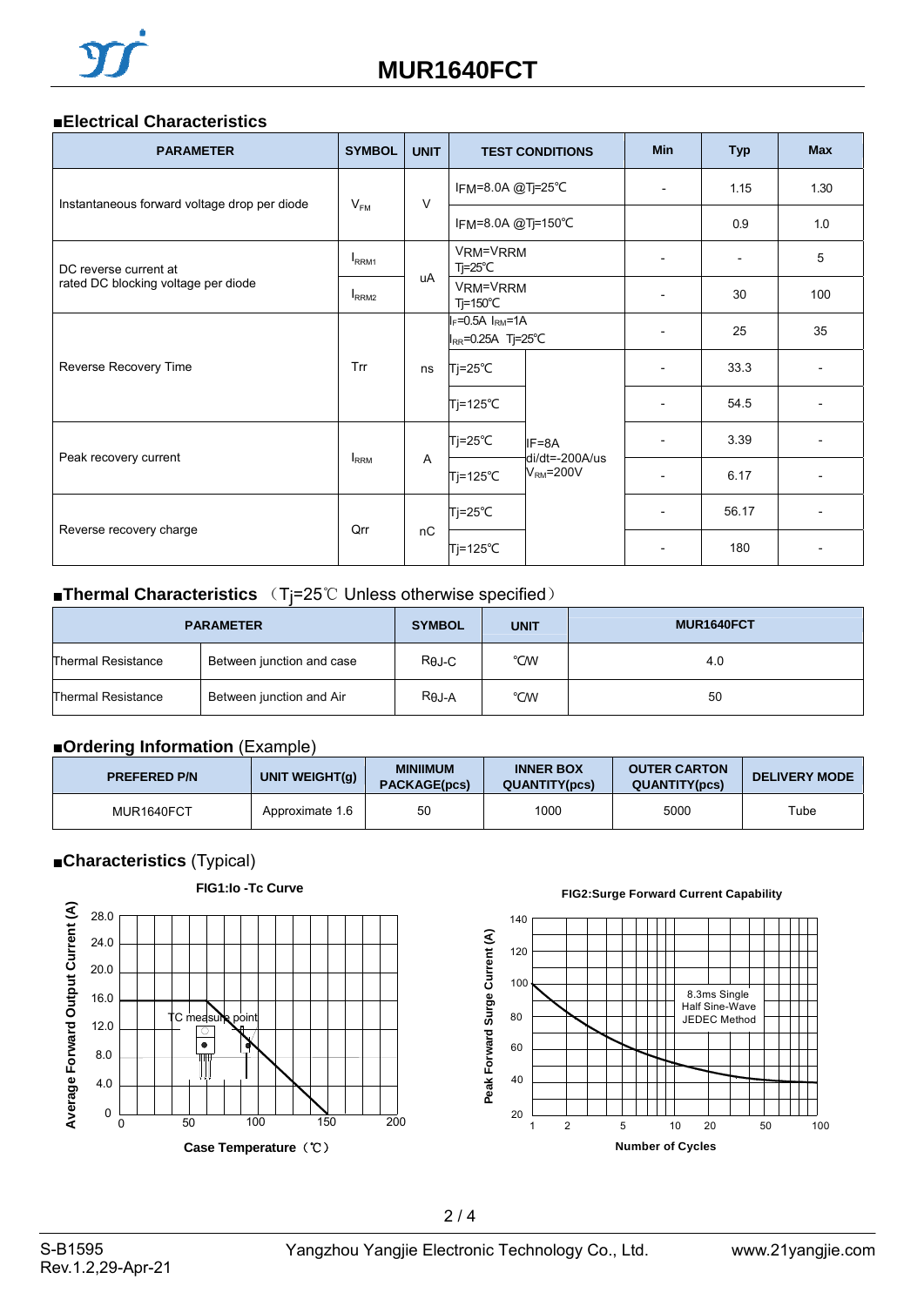## ■Electrical Characteristics

| PARAMETER | SYMBOL | UNIT | TEST CONDITIONS | | Min | Typ | Max |
|---|---|---|---|---|---|---|---|
| Instantaneous forward voltage drop per diode | $V_{FM}$ | V | IFM=8.0A @Tj=25℃ | | - | 1.15 | 1.30 |
| | | | IFM=8.0A @Tj=150℃ | | | 0.9 | 1.0 |
| DC reverse current at rated DC blocking voltage per diode | $I_{RRM1}$ | uA | VRM=VRRM Tj=25℃ | | - | - | 5 |
| | $I_{RRM2}$ | | VRM=VRRM Tj=150℃ | | - | 30 | 100 |
| Reverse Recovery Time | Trr | ns | $I_F$=0.5A $I_{RM}$=1A $I_{RR}$=0.25A Tj=25℃ | | - | 25 | 35 |
| | | | Tj=25℃ | IF=8A di/dt=-200A/us $V_{RM}$=200V | - | 33.3 | - |
| | | | Tj=125℃ | | - | 54.5 | - |
| Peak recovery current | $I_{RRM}$ | A | Tj=25℃ | | - | 3.39 | - |
| | | | Tj=125℃ | | - | 6.17 | - |
| Reverse recovery charge | Qrr | nC | Tj=25℃ | | - | 56.17 | - |
| | | | Tj=125℃ | | - | 180 | - |

## ■Thermal Characteristics （Tj=25℃ Unless otherwise specified）

| PARAMETER | | SYMBOL | UNIT | MUR1640FCT |
|---|---|---|---|---|
| Thermal Resistance | Between junction and case | RθJ-C | ℃/W | 4.0 |
| Thermal Resistance | Between junction and Air | RθJ-A | ℃/W | 50 |

## ■Ordering Information (Example)

| PREFERED P/N | UNIT WEIGHT(g) | MINIIMUM PACKAGE(pcs) | INNER BOX QUANTITY(pcs) | OUTER CARTON QUANTITY(pcs) | DELIVERY MODE |
|---|---|---|---|---|---|
| MUR1640FCT | Approximate 1.6 | 50 | 1000 | 5000 | Tube |

## ■Characteristics (Typical)

FIG1:Io -Tc Curve

FIG2:Surge Forward Current Capability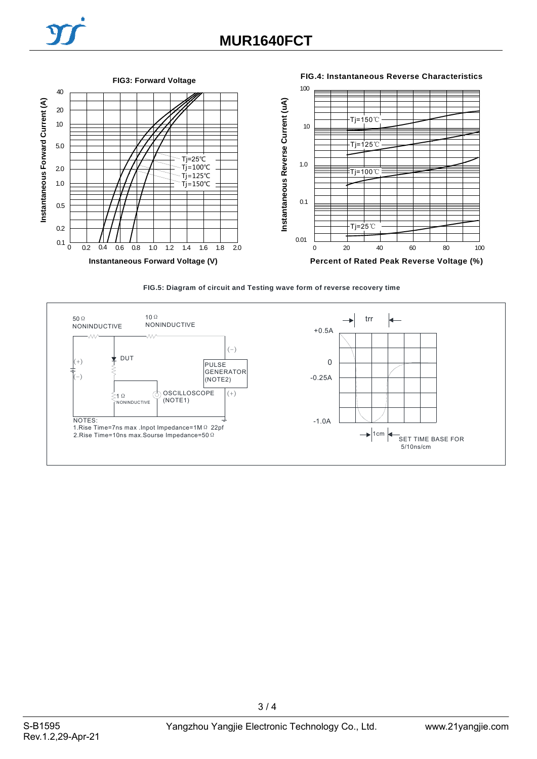FIG3: Forward Voltage

Instantaneous Forward Current (A)

Instantaneous Forward Voltage (V)

Tj=25℃
Tj=100℃
Tj=125℃
Tj=150℃

FIG.4: Instantaneous Reverse Characteristics

Instantaneous Reverse Current (uA)

Percent of Rated Peak Reverse Voltage (%)

Tj=150℃
Tj=125℃
Tj=100℃
Tj=25℃

FIG.5: Diagram of circuit and Testing wave form of reverse recovery time

50Ω NONINDUCTIVE
10Ω NONINDUCTIVE
DUT
PULSE GENERATOR (NOTE2)
1Ω NONINDUCTIVE
OSCILLOSCOPE (NOTE1)

NOTES:
1.Rise Time=7ns max .Inpot Impedance=1MΩ 22pf
2.Rise Time=10ns max.Sourse Impedance=50Ω

trr
+0.5A
0
-0.25A
-1.0A
1cm
SET TIME BASE FOR 5/10ns/cm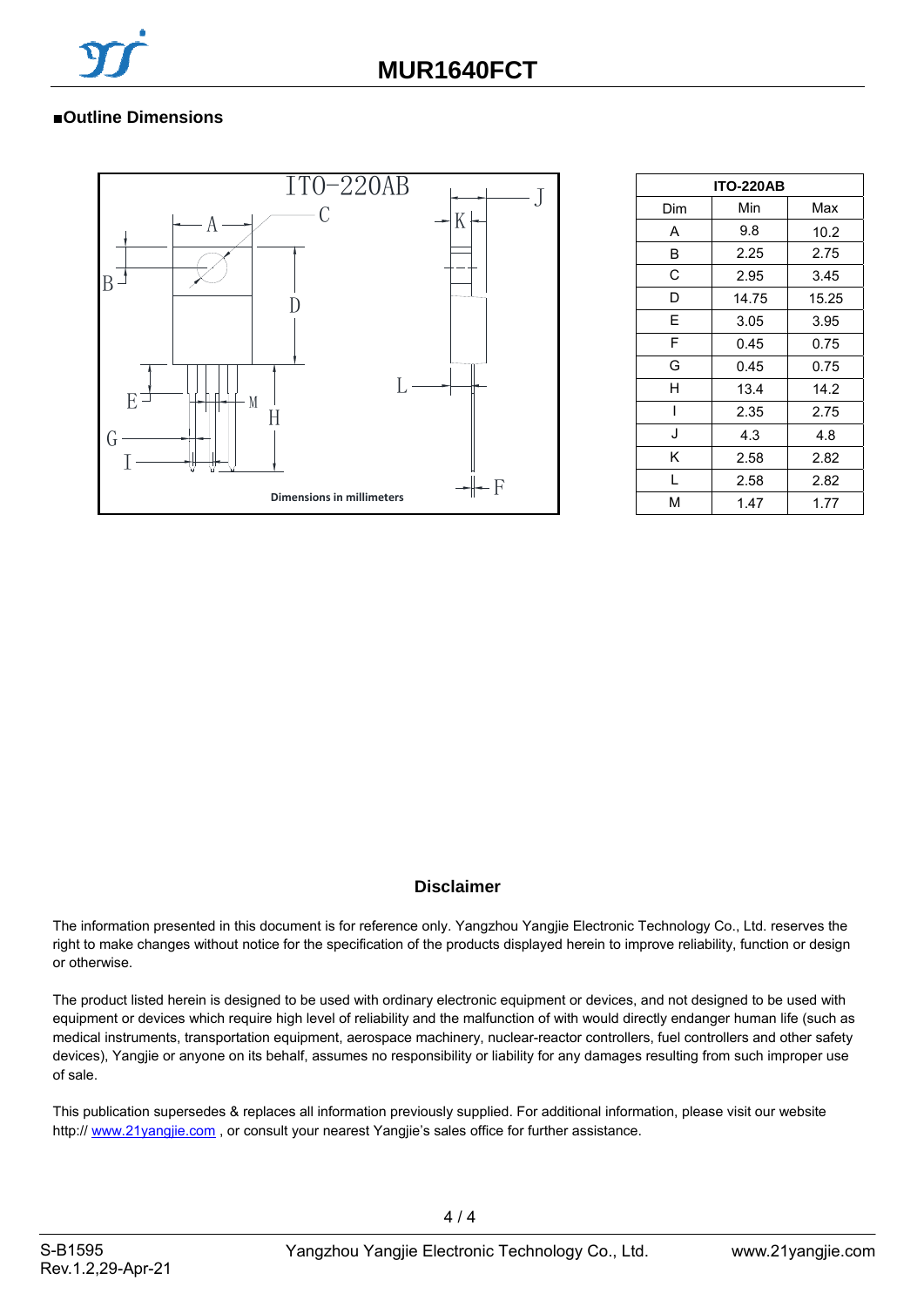## ■Outline Dimensions

ITO-220AB

Dimensions in millimeters

| ITO-220AB | | |
|---|---|---|
| Dim | Min | Max |
| A | 9.8 | 10.2 |
| B | 2.25 | 2.75 |
| C | 2.95 | 3.45 |
| D | 14.75 | 15.25 |
| E | 3.05 | 3.95 |
| F | 0.45 | 0.75 |
| G | 0.45 | 0.75 |
| H | 13.4 | 14.2 |
| I | 2.35 | 2.75 |
| J | 4.3 | 4.8 |
| K | 2.58 | 2.82 |
| L | 2.58 | 2.82 |
| M | 1.47 | 1.77 |

## Disclaimer

The information presented in this document is for reference only. Yangzhou Yangjie Electronic Technology Co., Ltd. reserves the right to make changes without notice for the specification of the products displayed herein to improve reliability, function or design or otherwise.

The product listed herein is designed to be used with ordinary electronic equipment or devices, and not designed to be used with equipment or devices which require high level of reliability and the malfunction of with would directly endanger human life (such as medical instruments, transportation equipment, aerospace machinery, nuclear-reactor controllers, fuel controllers and other safety devices), Yangjie or anyone on its behalf, assumes no responsibility or liability for any damages resulting from such improper use of sale.

This publication supersedes & replaces all information previously supplied. For additional information, please visit our website http:// www.21yangjie.com , or consult your nearest Yangjie's sales office for further assistance.